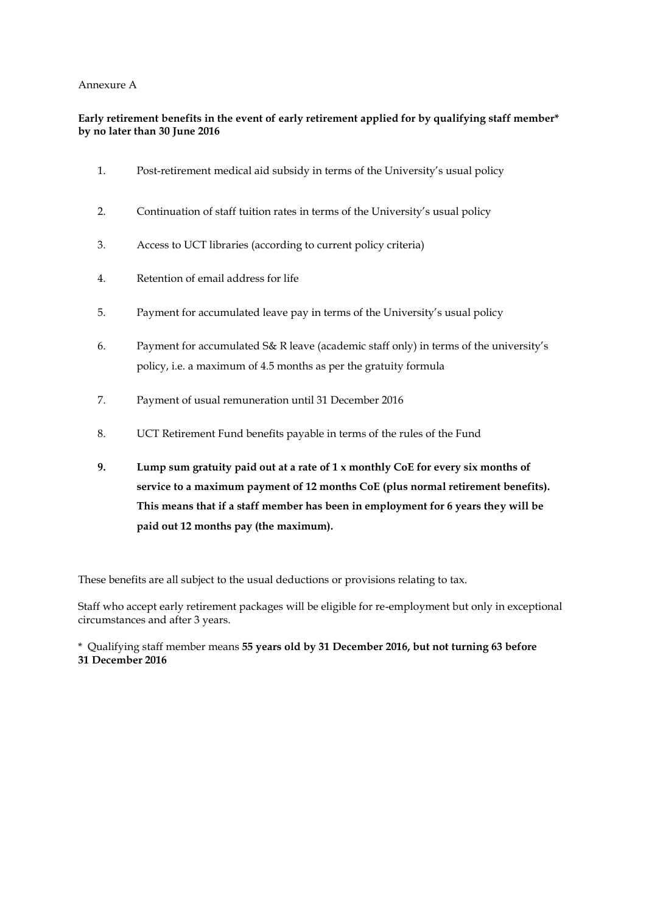Annexure A

**Early retirement benefits in the event of early retirement applied for by qualifying staff member* by no later than 30 June 2016**

1. Post-retirement medical aid subsidy in terms of the University's usual policy

2. Continuation of staff tuition rates in terms of the University's usual policy

3. Access to UCT libraries (according to current policy criteria)

4. Retention of email address for life

5. Payment for accumulated leave pay in terms of the University's usual policy

6. Payment for accumulated S& R leave (academic staff only) in terms of the university's policy, i.e. a maximum of 4.5 months as per the gratuity formula

7. Payment of usual remuneration until 31 December 2016

8. UCT Retirement Fund benefits payable in terms of the rules of the Fund

9. **Lump sum gratuity paid out at a rate of 1 x monthly CoE for every six months of service to a maximum payment of 12 months CoE (plus normal retirement benefits). This means that if a staff member has been in employment for 6 years they will be paid out 12 months pay (the maximum).**

These benefits are all subject to the usual deductions or provisions relating to tax.

Staff who accept early retirement packages will be eligible for re-employment but only in exceptional circumstances and after 3 years.

\* Qualifying staff member means **55 years old by 31 December 2016, but not turning 63 before 31 December 2016**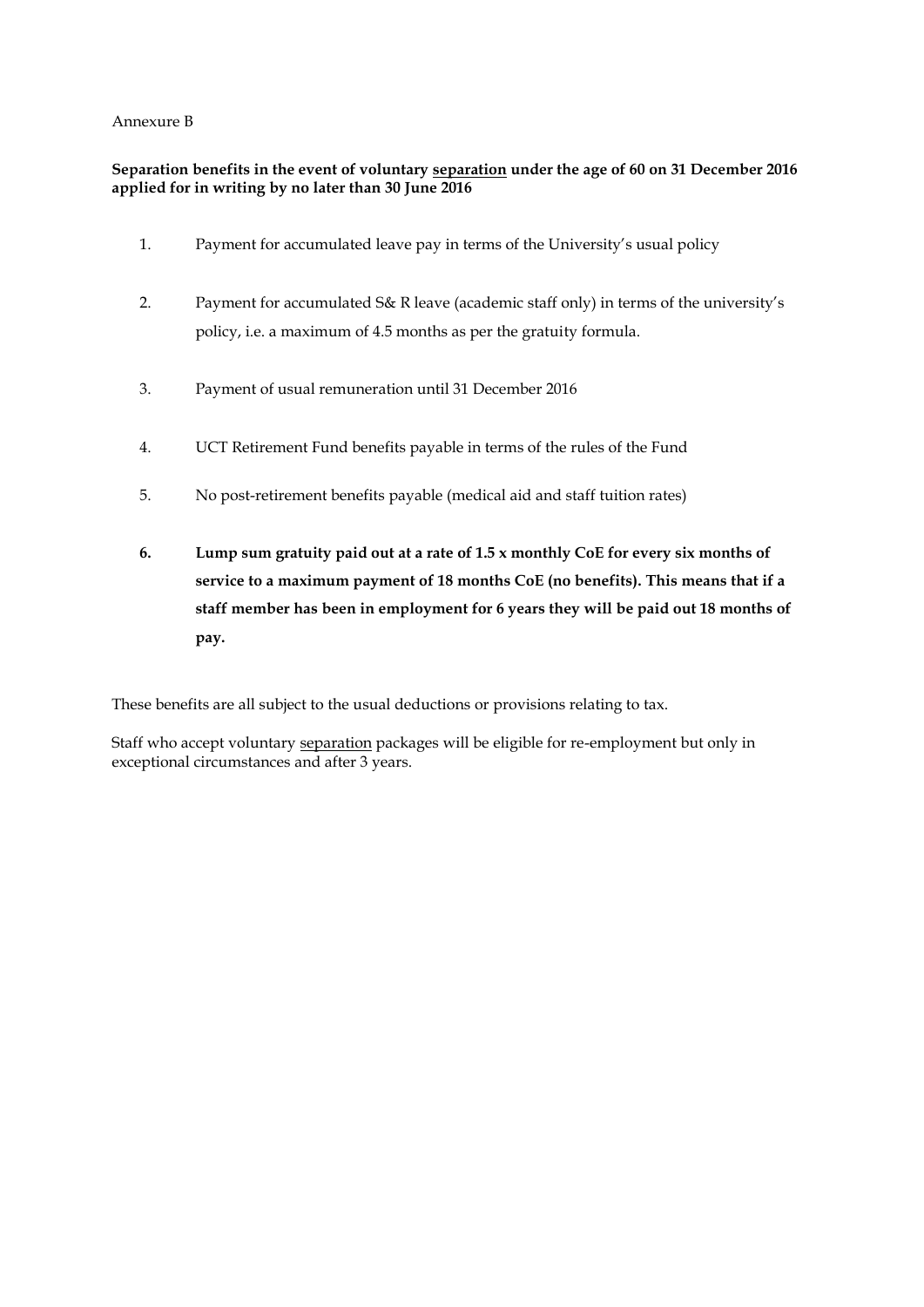Annexure B

**Separation benefits in the event of voluntary <u>separation</u> under the age of 60 on 31 December 2016 applied for in writing by no later than 30 June 2016**

1. Payment for accumulated leave pay in terms of the University's usual policy

2. Payment for accumulated S& R leave (academic staff only) in terms of the university's policy, i.e. a maximum of 4.5 months as per the gratuity formula.

3. Payment of usual remuneration until 31 December 2016

4. UCT Retirement Fund benefits payable in terms of the rules of the Fund

5. No post-retirement benefits payable (medical aid and staff tuition rates)

6. **Lump sum gratuity paid out at a rate of 1.5 x monthly CoE for every six months of service to a maximum payment of 18 months CoE (no benefits). This means that if a staff member has been in employment for 6 years they will be paid out 18 months of pay.**

These benefits are all subject to the usual deductions or provisions relating to tax.

Staff who accept voluntary <u>separation</u> packages will be eligible for re-employment but only in exceptional circumstances and after 3 years.